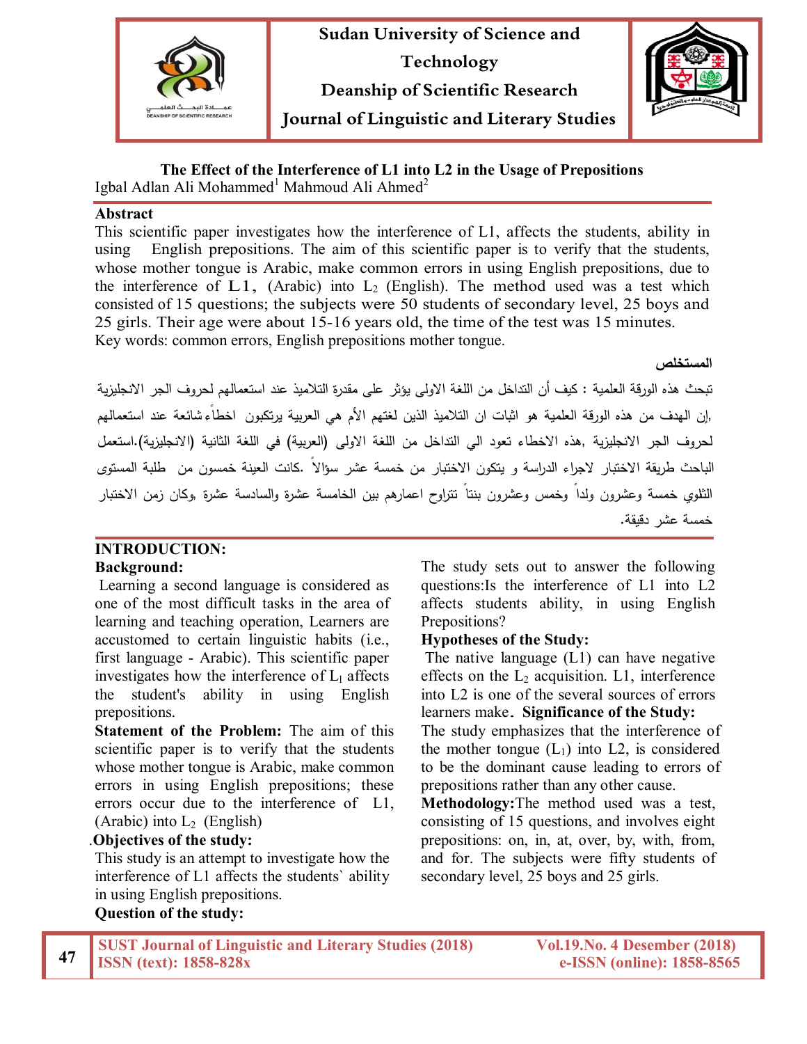Sudan University of Science and Technology

Deanship of Scientific Research

Journal of Linguistic and Literary Studies

# The Effect of the Interference of L1 into L2 in the Usage of Prepositions

Igbal Adlan Ali Mohammed[1] Mahmoud Ali Ahmed[2]

## Abstract

This scientific paper investigates how the interference of L1, affects the students, ability in using English prepositions. The aim of this scientific paper is to verify that the students, whose mother tongue is Arabic, make common errors in using English prepositions, due to the interference of L1, (Arabic) into $L_2$ (English). The method used was a test which consisted of 15 questions; the subjects were 50 students of secondary level, 25 boys and 25 girls. Their age were about 15-16 years old, the time of the test was 15 minutes.

Key words: common errors, English prepositions mother tongue.

## المستخلص

تبحث هذه الورقة العلمية : كيف أن التداخل من اللغة الاولى يؤثر على مقدرة التلاميذ عند استعمالهم لحروف الجر الانجليزية ,إن الهدف من هذه الورقة العلمية هو اثبات ان التلاميذ الذين لغتهم الأم هي العربية يرتكبون اخطاءً شائعة عند استعمالهم لحروف الجر الانجليزية ,هذه الاخطاء تعود الي التداخل من اللغة الاولى (العربية) في اللغة الثانية (الانجليزية).استعمل الباحث طريقة الاختبار لاجراء الدراسة و يتكون الاختبار من خمسة عشر سؤالاً .كانت العينة خمسون من طلبة المستوى الثلوي خمسة وعشرون ولداً وخمس وعشرون بنتاً تتراوح اعمارهم بين الخامسة عشرة والسادسة عشرة ,وكان زمن الاختبار خمسة عشر دقيقة.

## INTRODUCTION:

### Background:

Learning a second language is considered as one of the most difficult tasks in the area of learning and teaching operation, Learners are accustomed to certain linguistic habits (i.e., first language - Arabic). This scientific paper investigates how the interference of $L_1$ affects the student's ability in using English prepositions.

**Statement of the Problem:** The aim of this scientific paper is to verify that the students whose mother tongue is Arabic, make common errors in using English prepositions; these errors occur due to the interference of L1, (Arabic) into $L_2$ (English)

.**Objectives of the study:**

This study is an attempt to investigate how the interference of L1 affects the students` ability in using English prepositions.

**Question of the study:**

The study sets out to answer the following questions:Is the interference of L1 into L2 affects students ability, in using English Prepositions?

**Hypotheses of the Study:**

The native language (L1) can have negative effects on the $L_2$ acquisition. L1, interference into L2 is one of the several sources of errors learners make. **Significance of the Study:**

The study emphasizes that the interference of the mother tongue ($L_1$) into L2, is considered to be the dominant cause leading to errors of prepositions rather than any other cause.

**Methodology:**The method used was a test, consisting of 15 questions, and involves eight prepositions: on, in, at, over, by, with, from, and for. The subjects were fifty students of secondary level, 25 boys and 25 girls.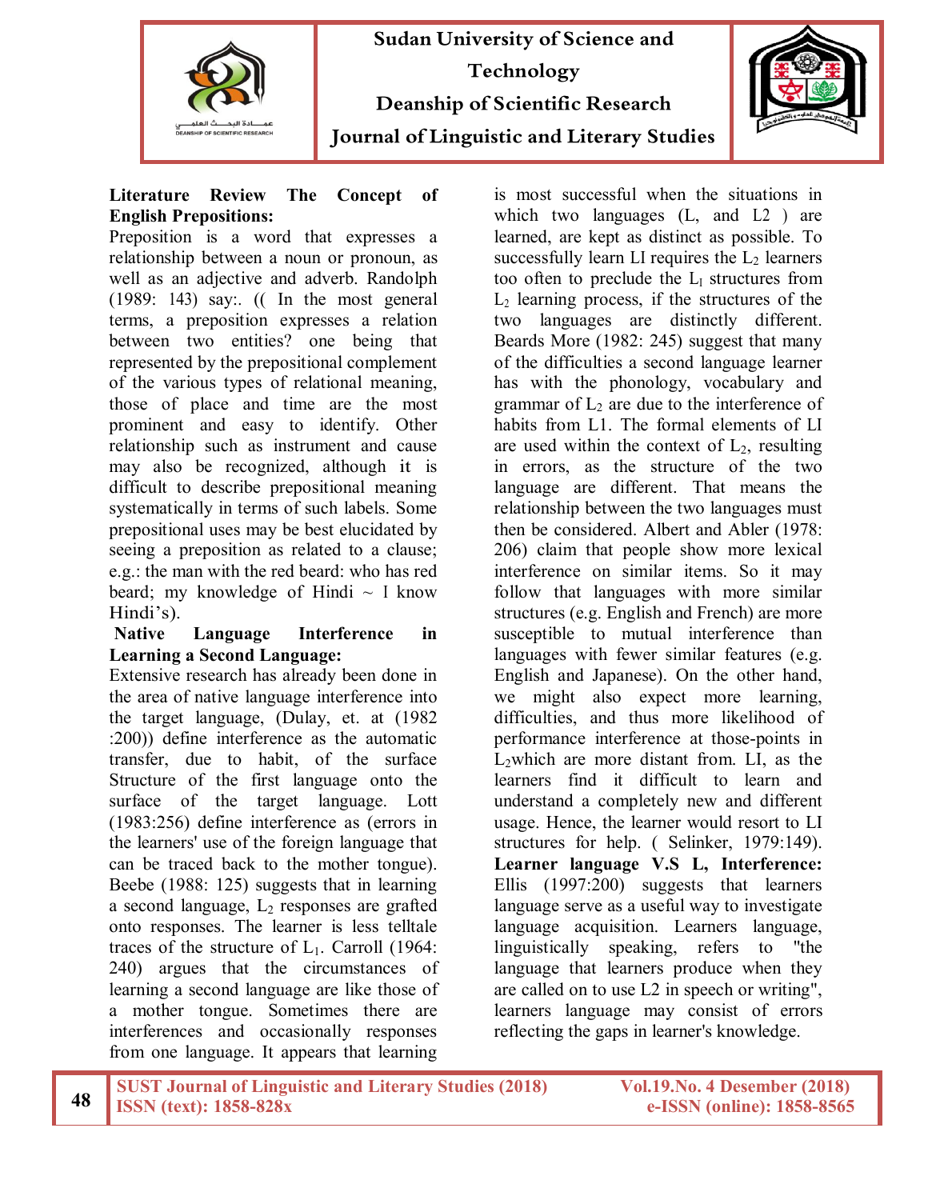**Literature Review The Concept of English Prepositions:**

Preposition is a word that expresses a relationship between a noun or pronoun, as well as an adjective and adverb. Randolph (1989: 143) say:. (( In the most general terms, a preposition expresses a relation between two entities? one being that represented by the prepositional complement of the various types of relational meaning, those of place and time are the most prominent and easy to identify. Other relationship such as instrument and cause may also be recognized, although it is difficult to describe prepositional meaning systematically in terms of such labels. Some prepositional uses may be best elucidated by seeing a preposition as related to a clause; e.g.: the man with the red beard: who has red beard; my knowledge of Hindi ~ I know Hindi's).

**Native Language Interference in Learning a Second Language:**

Extensive research has already been done in the area of native language interference into the target language, (Dulay, et. at (1982 :200)) define interference as the automatic transfer, due to habit, of the surface Structure of the first language onto the surface of the target language. Lott (1983:256) define interference as (errors in the learners' use of the foreign language that can be traced back to the mother tongue). Beebe (1988: 125) suggests that in learning a second language, $L_2$ responses are grafted onto responses. The learner is less telltale traces of the structure of $L_1$. Carroll (1964: 240) argues that the circumstances of learning a second language are like those of a mother tongue. Sometimes there are interferences and occasionally responses from one language. It appears that learning is most successful when the situations in which two languages (L, and L2 ) are learned, are kept as distinct as possible. To successfully learn LI requires the $L_2$ learners too often to preclude the $L_I$ structures from $L_2$ learning process, if the structures of the two languages are distinctly different. Beards More (1982: 245) suggest that many of the difficulties a second language learner has with the phonology, vocabulary and grammar of $L_2$ are due to the interference of habits from L1. The formal elements of LI are used within the context of $L_2$, resulting in errors, as the structure of the two language are different. That means the relationship between the two languages must then be considered. Albert and Abler (1978: 206) claim that people show more lexical interference on similar items. So it may follow that languages with more similar structures (e.g. English and French) are more susceptible to mutual interference than languages with fewer similar features (e.g. English and Japanese). On the other hand, we might also expect more learning, difficulties, and thus more likelihood of performance interference at those-points in $L_2$which are more distant from. LI, as the learners find it difficult to learn and understand a completely new and different usage. Hence, the learner would resort to LI structures for help. ( Selinker, 1979:149).

**Learner language V.S L, Interference:**

Ellis (1997:200) suggests that learners language serve as a useful way to investigate language acquisition. Learners language, linguistically speaking, refers to "the language that learners produce when they are called on to use L2 in speech or writing", learners language may consist of errors reflecting the gaps in learner's knowledge.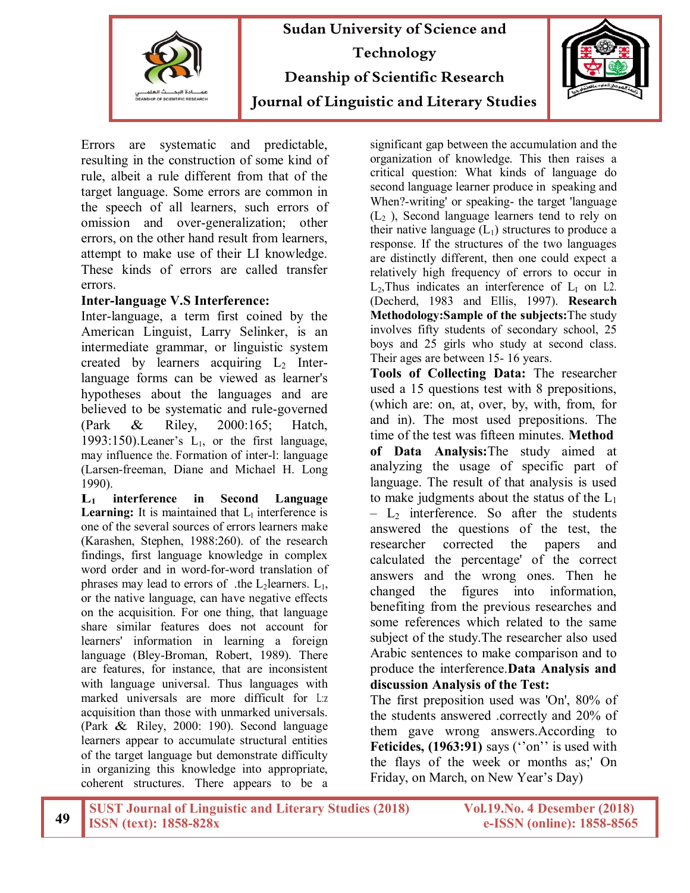Errors are systematic and predictable, resulting in the construction of some kind of rule, albeit a rule different from that of the target language. Some errors are common in the speech of all learners, such errors of omission and over-generalization; other errors, on the other hand result from learners, attempt to make use of their LI knowledge. These kinds of errors are called transfer errors.

**Inter-language V.S Interference:**

Inter-language, a term first coined by the American Linguist, Larry Selinker, is an intermediate grammar, or linguistic system created by learners acquiring $L_2$ Inter-language forms can be viewed as learner's hypotheses about the languages and are believed to be systematic and rule-governed (Park & Riley, 2000:165; Hatch, 1993:150).Leaner's $L_1$, or the first language, may influence the. Formation of inter-l: language (Larsen-freeman, Diane and Michael H. Long 1990).

**$L_1$ interference in Second Language Learning:** It is maintained that $L_l$ interference is one of the several sources of errors learners make (Karashen, Stephen, 1988:260). of the research findings, first language knowledge in complex word order and in word-for-word translation of phrases may lead to errors of .the $L_2$learners. $L_1$, or the native language, can have negative effects on the acquisition. For one thing, that language share similar features does not account for learners' information in learning a foreign language (Bley-Broman, Robert, 1989). There are features, for instance, that are inconsistent with language universal. Thus languages with marked universals are more difficult for L:z acquisition than those with unmarked universals. (Park & Riley, 2000: 190). Second language learners appear to accumulate structural entities of the target language but demonstrate difficulty in organizing this knowledge into appropriate, coherent structures. There appears to be a significant gap between the accumulation and the organization of knowledge. This then raises a critical question: What kinds of language do second language learner produce in speaking and When?-writing' or speaking- the target 'language ($L_2$ ), Second language learners tend to rely on their native language ($L_1$) structures to produce a response. If the structures of the two languages are distinctly different, then one could expect a relatively high frequency of errors to occur in $L_2$,Thus indicates an interference of $L_I$ on L2. (Decherd, 1983 and Ellis, 1997). **Research Methodology:Sample of the subjects:**The study involves fifty students of secondary school, 25 boys and 25 girls who study at second class. Their ages are between 15- 16 years.

**Tools of Collecting Data:** The researcher used a 15 questions test with 8 prepositions, (which are: on, at, over, by, with, from, for and in). The most used prepositions. The time of the test was fifteen minutes. **Method of Data Analysis:**The study aimed at analyzing the usage of specific part of language. The result of that analysis is used to make judgments about the status of the $L_1$ – $L_2$ interference. So after the students answered the questions of the test, the researcher corrected the papers and calculated the percentage' of the correct answers and the wrong ones. Then he changed the figures into information, benefiting from the previous researches and some references which related to the same subject of the study.The researcher also used Arabic sentences to make comparison and to produce the interference.**Data Analysis and discussion Analysis of the Test:**

The first preposition used was 'On', 80% of the students answered .correctly and 20% of them gave wrong answers.According to **Feticides, (1963:91)** says (''on'' is used with the flays of the week or months as;' On Friday, on March, on New Year's Day)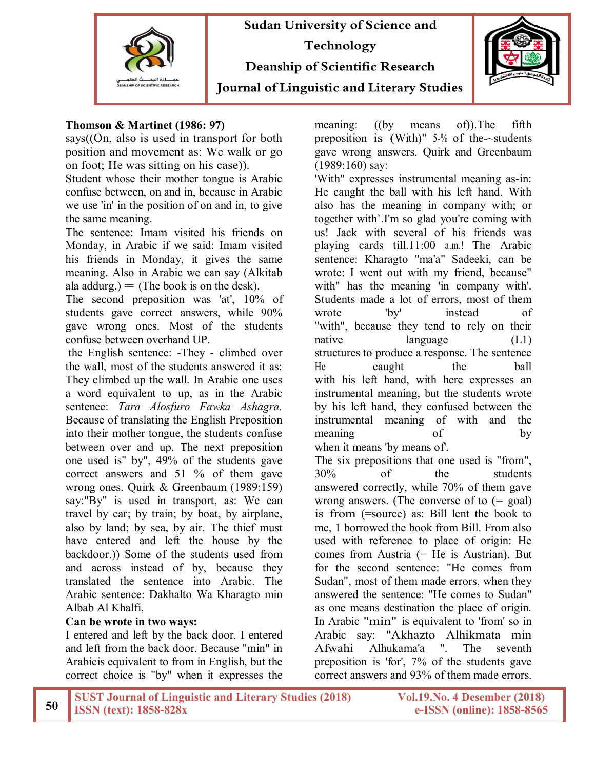**Thomson & Martinet (1986: 97)** says((On, also is used in transport for both position and movement as: We walk or go on foot; He was sitting on his case)).

Student whose their mother tongue is Arabic confuse between, on and in, because in Arabic we use 'in' in the position of on and in, to give the same meaning.

The sentence: Imam visited his friends on Monday, in Arabic if we said: Imam visited his friends in Monday, it gives the same meaning. Also in Arabic we can say (Alkitab ala addurg.) = (The book is on the desk).

The second preposition was 'at', 10% of students gave correct answers, while 90% gave wrong ones. Most of the students confuse between overhand UP.

the English sentence: -They - climbed over the wall, most of the students answered it as: They climbed up the wall. In Arabic one uses a word equivalent to up, as in the Arabic sentence: *Tara Alosfuro Fawka Ashagra.* Because of translating the English Preposition into their mother tongue, the students confuse between over and up. The next preposition one used is" by", 49% of the students gave correct answers and 51 % of them gave wrong ones. Quirk & Greenbaum (1989:159) say:"By" is used in transport, as: We can travel by car; by train; by boat, by airplane, also by land; by sea, by air. The thief must have entered and left the house by the backdoor.)) Some of the students used from and across instead of by, because they translated the sentence into Arabic. The Arabic sentence: Dakhalto Wa Kharagto min Albab Al Khalfi,

**Can be wrote in two ways:**

I entered and left by the back door. I entered and left from the back door. Because "min" in Arabicis equivalent to from in English, but the correct choice is "by" when it expresses the meaning: ((by means of)).The fifth preposition is (With)" 5-% of the-~students gave wrong answers. Quirk and Greenbaum (1989:160) say:

'With" expresses instrumental meaning as-in: He caught the ball with his left hand. With also has the meaning in company with; or together with`.I'm so glad you're coming with us! Jack with several of his friends was playing cards till.11:00 a.m.! The Arabic sentence: Kharagto "ma'a" Sadeeki, can be wrote: I went out with my friend, because" with" has the meaning 'in company with'. Students made a lot of errors, most of them wrote 'by' instead of "with", because they tend to rely on their native language (L1) structures to produce a response. The sentence He caught the ball with his left hand, with here expresses an instrumental meaning, but the students wrote by his left hand, they confused between the instrumental meaning of with and the meaning of by when it means 'by means of'.

The six prepositions that one used is "from", 30% of the students answered correctly, while 70% of them gave wrong answers. (The converse of to (= goal) is from (=source) as: Bill lent the book to me, 1 borrowed the book from Bill. From also used with reference to place of origin: He comes from Austria (= He is Austrian). But for the second sentence: "He comes from Sudan", most of them made errors, when they answered the sentence: "He comes to Sudan" as one means destination the place of origin. In Arabic "min" is equivalent to 'from' so in Arabic say: "Akhazto Alhikmata min Afwahi Alhukama'a ". The seventh preposition is 'for', 7% of the students gave correct answers and 93% of them made errors.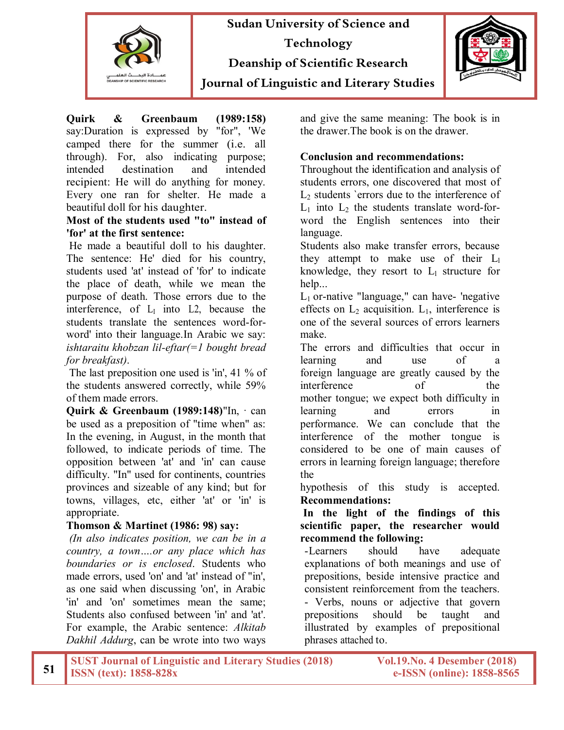**Quirk & Greenbaum (1989:158)** say:Duration is expressed by "for", 'We camped there for the summer (i.e. all through). For, also indicating purpose; intended destination and intended recipient: He will do anything for money. Every one ran for shelter. He made a beautiful doll for his daughter.

**Most of the students used "to" instead of 'for' at the first sentence:**

He made a beautiful doll to his daughter. The sentence: He' died for his country, students used 'at' instead of 'for' to indicate the place of death, while we mean the purpose of death. Those errors due to the interference, of $L_1$ into L2, because the students translate the sentences word-for-word' into their language.In Arabic we say: *ishtaraitu khobzan lil-eftar(=1 bought bread for breakfast)*.

The last preposition one used is 'in', 41 % of the students answered correctly, while 59% of them made errors.

**Quirk & Greenbaum (1989:148)**"In, · can be used as a preposition of "time when" as: In the evening, in August, in the month that followed, to indicate periods of time. The opposition between 'at' and 'in' can cause difficulty. "In" used for continents, countries provinces and sizeable of any kind; but for towns, villages, etc, either 'at' or 'in' is appropriate.

**Thomson & Martinet (1986: 98) say:**

*(In also indicates position, we can be in a country, a town….or any place which has boundaries or is enclosed*. Students who made errors, used 'on' and 'at' instead of "in', as one said when discussing 'on', in Arabic 'in' and 'on' sometimes mean the same; Students also confused between 'in' and 'at'. For example, the Arabic sentence: *Alkitab Dakhil Addurg*, can be wrote into two ways and give the same meaning: The book is in the drawer.The book is on the drawer.

**Conclusion and recommendations:**

Throughout the identification and analysis of students errors, one discovered that most of $L_2$ students `errors due to the interference of $L_1$ into $L_2$ the students translate word-for-word the English sentences into their language.

Students also make transfer errors, because they attempt to make use of their $L_1$ knowledge, they resort to $L_1$ structure for help...

$L_1$ or-native "language," can have- 'negative effects on $L_2$ acquisition. $L_1$, interference is one of the several sources of errors learners make.

The errors and difficulties that occur in learning and use of a foreign language are greatly caused by the interference of the mother tongue; we expect both difficulty in learning and errors in performance. We can conclude that the interference of the mother tongue is considered to be one of main causes of errors in learning foreign language; therefore the hypothesis of this study is accepted.

**Recommendations:**

**In the light of the findings of this scientific paper, the researcher would recommend the following:**

- Learners should have adequate explanations of both meanings and use of prepositions, beside intensive practice and consistent reinforcement from the teachers.
- Verbs, nouns or adjective that govern prepositions should be taught and illustrated by examples of prepositional phrases attached to.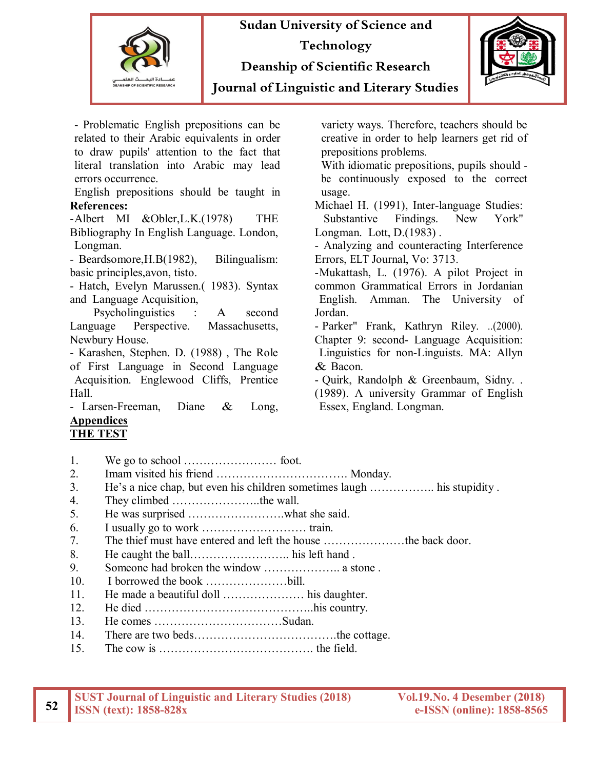- Problematic English prepositions can be related to their Arabic equivalents in order to draw pupils' attention to the fact that literal translation into Arabic may lead errors occurrence.

English prepositions should be taught in variety ways. Therefore, teachers should be creative in order to help learners get rid of prepositions problems.

With idiomatic prepositions, pupils should - be continuously exposed to the correct usage.

**References:**

-Albert MI &Obler,L.K.(1978) THE Bibliography In English Language. London, Longman.

- Beardsomore,H.B(1982), Bilingualism: basic principles,avon, tisto.

- Hatch, Evelyn Marussen.( 1983). Syntax and Language Acquisition, Psycholinguistics : A second Language Perspective. Massachusetts, Newbury House.

- Karashen, Stephen. D. (1988) , The Role of First Language in Second Language Acquisition. Englewood Cliffs, Prentice Hall.

- Larsen-Freeman, Diane & Long, Michael H. (1991), Inter-language Studies: Substantive Findings. New York" Longman. Lott, D.(1983) .

- Analyzing and counteracting Interference Errors, ELT Journal, Vo: 3713.

-Mukattash, L. (1976). A pilot Project in common Grammatical Errors in Jordanian English. Amman. The University of Jordan.

- Parker" Frank, Kathryn Riley. ..(2000). Chapter 9: second- Language Acquisition: Linguistics for non-Linguists. MA: Allyn & Bacon.

- Quirk, Randolph & Greenbaum, Sidny. . (1989). A university Grammar of English Essex, England. Longman.

## Appendices

## THE TEST

1. We go to school …………………… foot.
2. Imam visited his friend ……………………………. Monday.
3. He's a nice chap, but even his children sometimes laugh …………….. his stupidity .
4. They climbed …………………..the wall.
5. He was surprised …………………….what she said.
6. I usually go to work ……………………… train.
7. The thief must have entered and left the house …………………the back door.
8. He caught the ball…………………….. his left hand .
9. Someone had broken the window ……………….. a stone .
10. I borrowed the book …………………bill.
11. He made a beautiful doll ………………… his daughter.
12. He died ……………………………………..his country.
13. He comes ……………………………Sudan.
14. There are two beds………………………………the cottage.
15. The cow is …………………………………. the field.